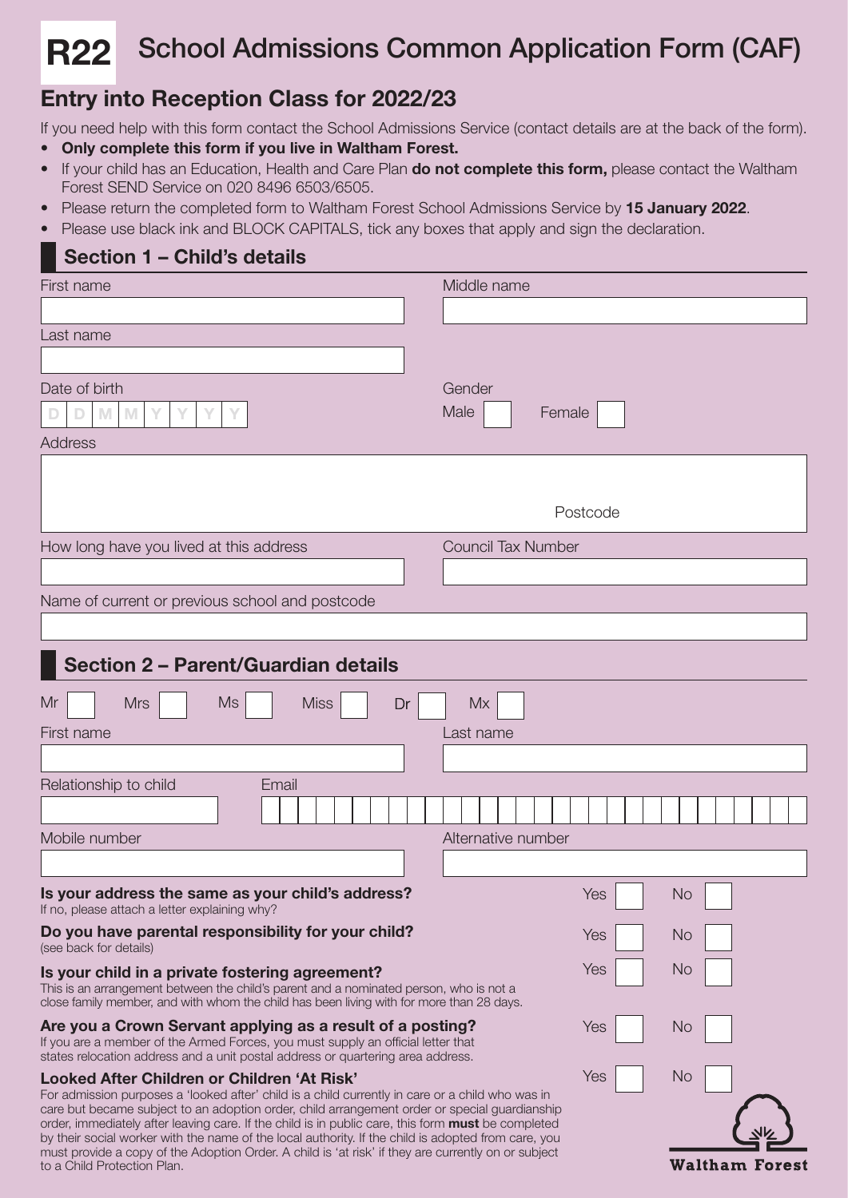# R22 School Admissions Common Application Form (CAF)

## Entry into Reception Class for 2022/23

If you need help with this form contact the School Admissions Service (contact details are at the back of the form).

- **Only complete this form if you live in Waltham Forest.**
- If your child has an Education, Health and Care Plan **do not complete this form,** please contact the Waltham Forest SEND Service on 020 8496 6503/6505.
- Please return the completed form to Waltham Forest School Admissions Service by **15 January 2022**.
- Please use black ink and BLOCK CAPITALS, tick any boxes that apply and sign the declaration.

## Section 1 – Child's details

First name

Middle name

Last name

Date of birth D D M M Y Y Y Y

Gender: Male ☐ Female ☐

Address

Postcode

How long have you lived at this address

Council Tax Number

Name of current or previous school and postcode

## Section 2 – Parent/Guardian details

Mr ☐ Mrs ☐ Ms ☐ Miss ☐ Dr ☐ Mx ☐

First name

Last name

Relationship to child

Email

Mobile number

Alternative number

**Is your address the same as your child's address?** Yes ☐ No ☐
If no, please attach a letter explaining why?

**Do you have parental responsibility for your child?** Yes ☐ No ☐
(see back for details)

**Is your child in a private fostering agreement?** Yes ☐ No ☐
This is an arrangement between the child's parent and a nominated person, who is not a close family member, and with whom the child has been living with for more than 28 days.

**Are you a Crown Servant applying as a result of a posting?** Yes ☐ No ☐
If you are a member of the Armed Forces, you must supply an official letter that states relocation address and a unit postal address or quartering area address.

**Looked After Children or Children 'At Risk'** Yes ☐ No ☐
For admission purposes a 'looked after' child is a child currently in care or a child who was in care but became subject to an adoption order, child arrangement order or special guardianship order, immediately after leaving care. If the child is in public care, this form **must** be completed by their social worker with the name of the local authority. If the child is adopted from care, you must provide a copy of the Adoption Order. A child is 'at risk' if they are currently on or subject to a Child Protection Plan.

Waltham Forest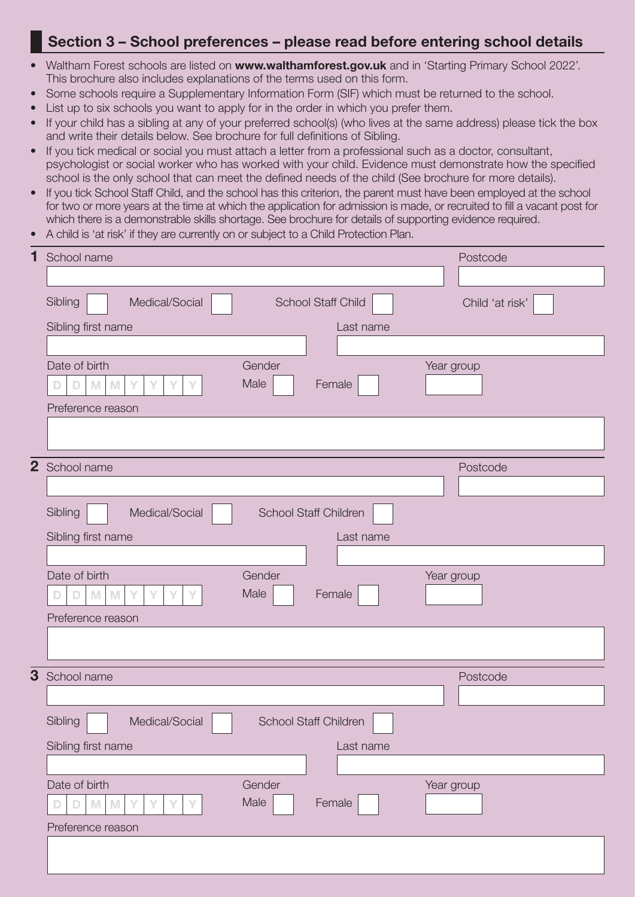## Section 3 – School preferences – please read before entering school details

- Waltham Forest schools are listed on **www.walthamforest.gov.uk** and in 'Starting Primary School 2022'. This brochure also includes explanations of the terms used on this form.
- Some schools require a Supplementary Information Form (SIF) which must be returned to the school.
- List up to six schools you want to apply for in the order in which you prefer them.
- If your child has a sibling at any of your preferred school(s) (who lives at the same address) please tick the box and write their details below. See brochure for full definitions of Sibling.
- If you tick medical or social you must attach a letter from a professional such as a doctor, consultant, psychologist or social worker who has worked with your child. Evidence must demonstrate how the specified school is the only school that can meet the defined needs of the child (See brochure for more details).
- If you tick School Staff Child, and the school has this criterion, the parent must have been employed at the school for two or more years at the time at which the application for admission is made, or recruited to fill a vacant post for which there is a demonstrable skills shortage. See brochure for details of supporting evidence required.
- A child is 'at risk' if they are currently on or subject to a Child Protection Plan.

**1** School name ______________________ Postcode ____________

Sibling ☐ Medical/Social ☐ School Staff Child ☐ Child 'at risk' ☐

Sibling first name ____________ Last name ____________

Date of birth D D M M Y Y Y Y Gender Male ☐ Female ☐ Year group ______

Preference reason

______________________________________________

**2** School name ______________________ Postcode ____________

Sibling ☐ Medical/Social ☐ School Staff Children ☐

Sibling first name ____________ Last name ____________

Date of birth D D M M Y Y Y Y Gender Male ☐ Female ☐ Year group ______

Preference reason

______________________________________________

**3** School name ______________________ Postcode ____________

Sibling ☐ Medical/Social ☐ School Staff Children ☐

Sibling first name ____________ Last name ____________

Date of birth D D M M Y Y Y Y Gender Male ☐ Female ☐ Year group ______

Preference reason

______________________________________________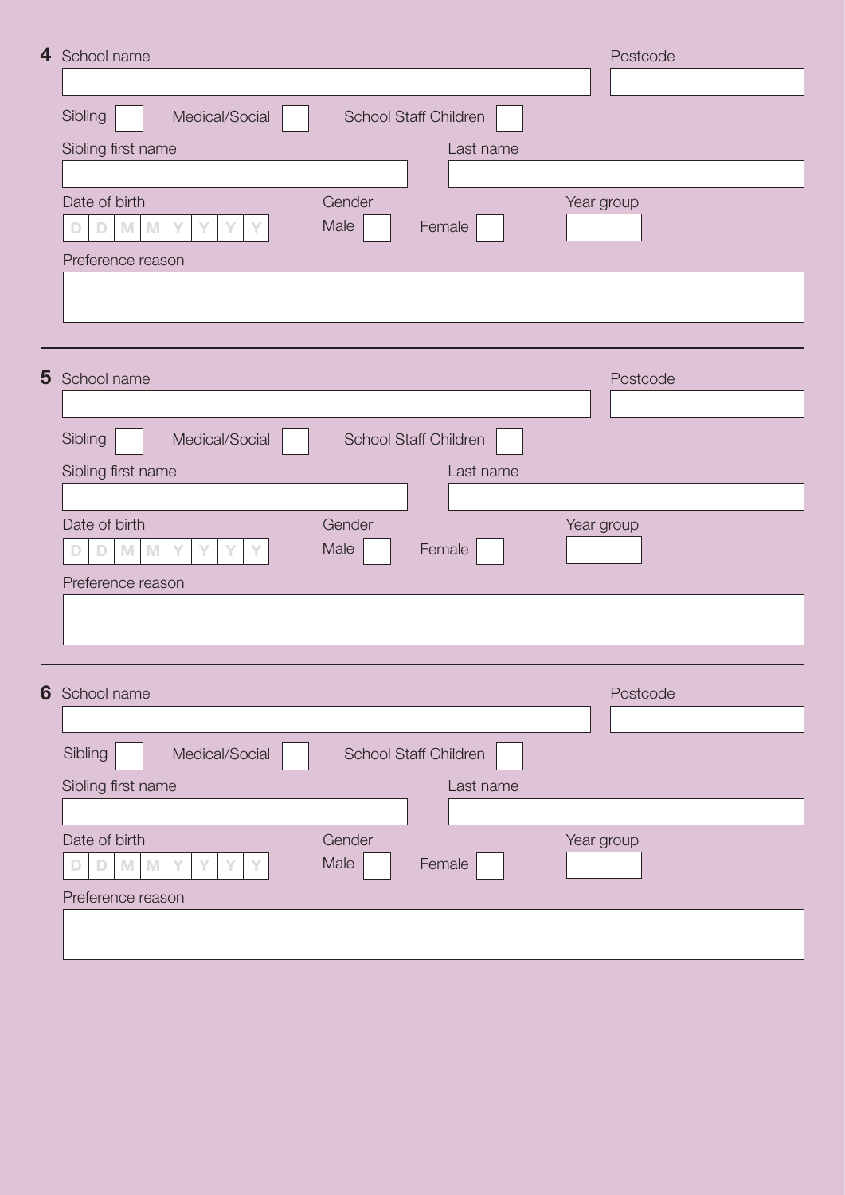**4** School name

Postcode

Sibling ☐ Medical/Social ☐ School Staff Children ☐

Sibling first name

Last name

Date of birth

D D M M Y Y Y Y

Gender

Male ☐ Female ☐

Year group

Preference reason

---

**5** School name

Postcode

Sibling ☐ Medical/Social ☐ School Staff Children ☐

Sibling first name

Last name

Date of birth

D D M M Y Y Y Y

Gender

Male ☐ Female ☐

Year group

Preference reason

---

**6** School name

Postcode

Sibling ☐ Medical/Social ☐ School Staff Children ☐

Sibling first name

Last name

Date of birth

D D M M Y Y Y Y

Gender

Male ☐ Female ☐

Year group

Preference reason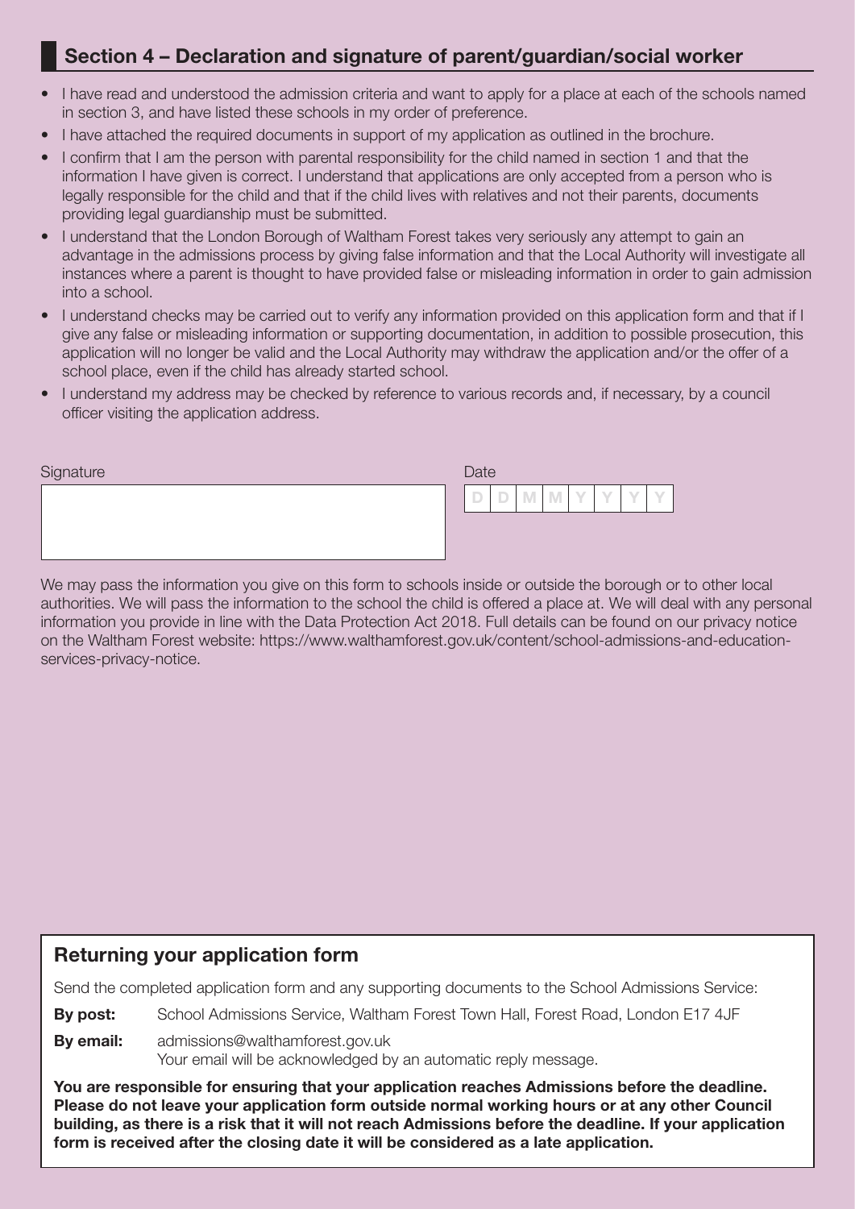## Section 4 – Declaration and signature of parent/guardian/social worker

- I have read and understood the admission criteria and want to apply for a place at each of the schools named in section 3, and have listed these schools in my order of preference.
- I have attached the required documents in support of my application as outlined in the brochure.
- I confirm that I am the person with parental responsibility for the child named in section 1 and that the information I have given is correct. I understand that applications are only accepted from a person who is legally responsible for the child and that if the child lives with relatives and not their parents, documents providing legal guardianship must be submitted.
- I understand that the London Borough of Waltham Forest takes very seriously any attempt to gain an advantage in the admissions process by giving false information and that the Local Authority will investigate all instances where a parent is thought to have provided false or misleading information in order to gain admission into a school.
- I understand checks may be carried out to verify any information provided on this application form and that if I give any false or misleading information or supporting documentation, in addition to possible prosecution, this application will no longer be valid and the Local Authority may withdraw the application and/or the offer of a school place, even if the child has already started school.
- I understand my address may be checked by reference to various records and, if necessary, by a council officer visiting the application address.

Signature

Date

| D | D | M | M | Y | Y | Y | Y |
|---|---|---|---|---|---|---|---|

We may pass the information you give on this form to schools inside or outside the borough or to other local authorities. We will pass the information to the school the child is offered a place at. We will deal with any personal information you provide in line with the Data Protection Act 2018. Full details can be found on our privacy notice on the Waltham Forest website: https://www.walthamforest.gov.uk/content/school-admissions-and-education-services-privacy-notice.

### Returning your application form

Send the completed application form and any supporting documents to the School Admissions Service:

**By post:** School Admissions Service, Waltham Forest Town Hall, Forest Road, London E17 4JF

**By email:** admissions@walthamforest.gov.uk
Your email will be acknowledged by an automatic reply message.

**You are responsible for ensuring that your application reaches Admissions before the deadline. Please do not leave your application form outside normal working hours or at any other Council building, as there is a risk that it will not reach Admissions before the deadline. If your application form is received after the closing date it will be considered as a late application.**